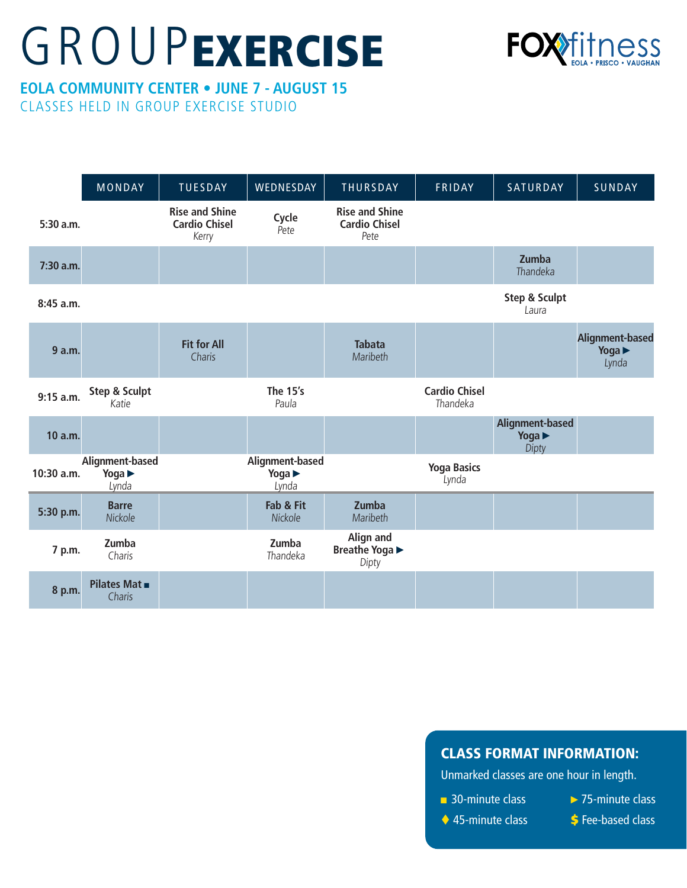# GROUP EXERCISE

FOX fitness
EOLA • PRISCO • VAUGHAN

**EOLA COMMUNITY CENTER • JUNE 7 - AUGUST 15**

CLASSES HELD IN GROUP EXERCISE STUDIO

| | MONDAY | TUESDAY | WEDNESDAY | THURSDAY | FRIDAY | SATURDAY | SUNDAY |
|---|---|---|---|---|---|---|---|
| **5:30 a.m.** | | **Rise and Shine Cardio Chisel** *Kerry* | **Cycle** *Pete* | **Rise and Shine Cardio Chisel** *Pete* | | | |
| **7:30 a.m.** | | | | | | **Zumba** *Thandeka* | |
| **8:45 a.m.** | | | | | | **Step & Sculpt** *Laura* | |
| **9 a.m.** | | **Fit for All** *Charis* | | **Tabata** *Maribeth* | | | **Alignment-based Yoga ►** *Lynda* |
| **9:15 a.m.** | **Step & Sculpt** *Katie* | | **The 15's** *Paula* | | **Cardio Chisel** *Thandeka* | | |
| **10 a.m.** | | | | | | **Alignment-based Yoga ►** *Dipty* | |
| **10:30 a.m.** | **Alignment-based Yoga ►** *Lynda* | | **Alignment-based Yoga ►** *Lynda* | | **Yoga Basics** *Lynda* | | |
| **5:30 p.m.** | **Barre** *Nickole* | | **Fab & Fit** *Nickole* | **Zumba** *Maribeth* | | | |
| **7 p.m.** | **Zumba** *Charis* | | **Zumba** *Thandeka* | **Align and Breathe Yoga ►** *Dipty* | | | |
| **8 p.m.** | **Pilates Mat ■** *Charis* | | | | | | |

## CLASS FORMAT INFORMATION:

Unmarked classes are one hour in length.

- ■ 30-minute class
- ♦ 45-minute class
- ► 75-minute class
- $ Fee-based class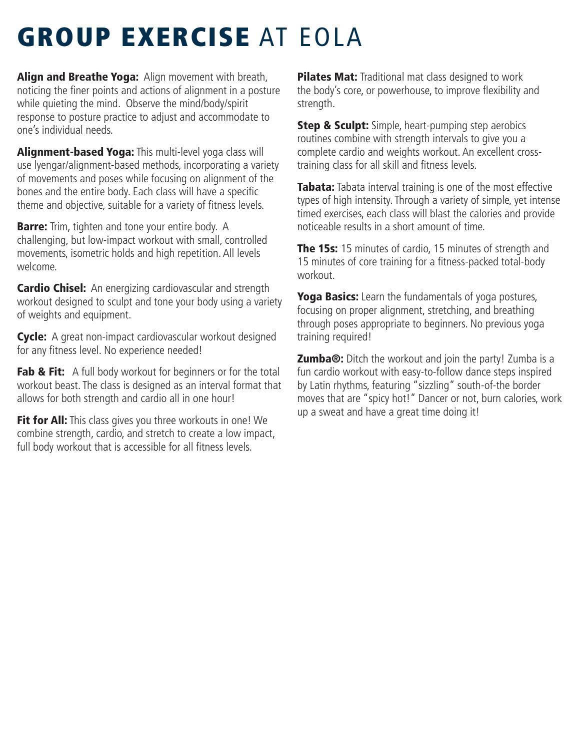# GROUP EXERCISE AT EOLA

**Align and Breathe Yoga:** Align movement with breath, noticing the finer points and actions of alignment in a posture while quieting the mind. Observe the mind/body/spirit response to posture practice to adjust and accommodate to one's individual needs.

**Alignment-based Yoga:** This multi-level yoga class will use Iyengar/alignment-based methods, incorporating a variety of movements and poses while focusing on alignment of the bones and the entire body. Each class will have a specific theme and objective, suitable for a variety of fitness levels.

**Barre:** Trim, tighten and tone your entire body. A challenging, but low-impact workout with small, controlled movements, isometric holds and high repetition. All levels welcome.

**Cardio Chisel:** An energizing cardiovascular and strength workout designed to sculpt and tone your body using a variety of weights and equipment.

**Cycle:** A great non-impact cardiovascular workout designed for any fitness level. No experience needed!

**Fab & Fit:** A full body workout for beginners or for the total workout beast. The class is designed as an interval format that allows for both strength and cardio all in one hour!

**Fit for All:** This class gives you three workouts in one! We combine strength, cardio, and stretch to create a low impact, full body workout that is accessible for all fitness levels.

**Pilates Mat:** Traditional mat class designed to work the body's core, or powerhouse, to improve flexibility and strength.

**Step & Sculpt:** Simple, heart-pumping step aerobics routines combine with strength intervals to give you a complete cardio and weights workout. An excellent cross-training class for all skill and fitness levels.

**Tabata:** Tabata interval training is one of the most effective types of high intensity. Through a variety of simple, yet intense timed exercises, each class will blast the calories and provide noticeable results in a short amount of time.

**The 15s:** 15 minutes of cardio, 15 minutes of strength and 15 minutes of core training for a fitness-packed total-body workout.

**Yoga Basics:** Learn the fundamentals of yoga postures, focusing on proper alignment, stretching, and breathing through poses appropriate to beginners. No previous yoga training required!

**Zumba®:** Ditch the workout and join the party! Zumba is a fun cardio workout with easy-to-follow dance steps inspired by Latin rhythms, featuring "sizzling" south-of-the border moves that are "spicy hot!" Dancer or not, burn calories, work up a sweat and have a great time doing it!